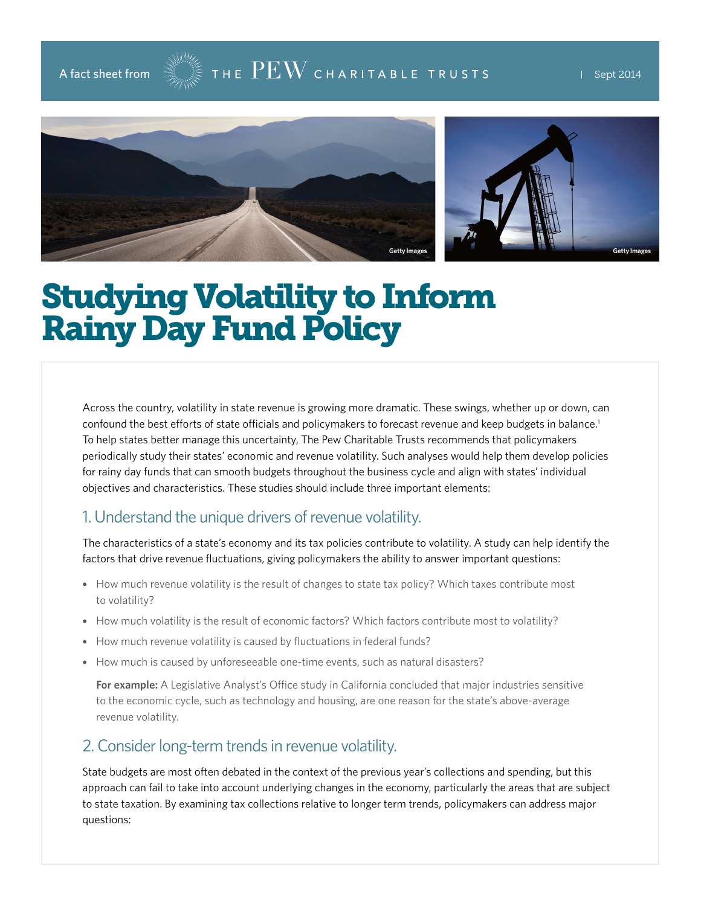A fact sheet from THE PEW CHARITABLE TRUSTS | Sept 2014

# Studying Volatility to Inform Rainy Day Fund Policy

Across the country, volatility in state revenue is growing more dramatic. These swings, whether up or down, can confound the best efforts of state officials and policymakers to forecast revenue and keep budgets in balance.[1] To help states better manage this uncertainty, The Pew Charitable Trusts recommends that policymakers periodically study their states' economic and revenue volatility. Such analyses would help them develop policies for rainy day funds that can smooth budgets throughout the business cycle and align with states' individual objectives and characteristics. These studies should include three important elements:

## 1. Understand the unique drivers of revenue volatility.

The characteristics of a state's economy and its tax policies contribute to volatility. A study can help identify the factors that drive revenue fluctuations, giving policymakers the ability to answer important questions:

- How much revenue volatility is the result of changes to state tax policy? Which taxes contribute most to volatility?
- How much volatility is the result of economic factors? Which factors contribute most to volatility?
- How much revenue volatility is caused by fluctuations in federal funds?
- How much is caused by unforeseeable one-time events, such as natural disasters?

**For example:** A Legislative Analyst's Office study in California concluded that major industries sensitive to the economic cycle, such as technology and housing, are one reason for the state's above-average revenue volatility.

## 2. Consider long-term trends in revenue volatility.

State budgets are most often debated in the context of the previous year's collections and spending, but this approach can fail to take into account underlying changes in the economy, particularly the areas that are subject to state taxation. By examining tax collections relative to longer term trends, policymakers can address major questions: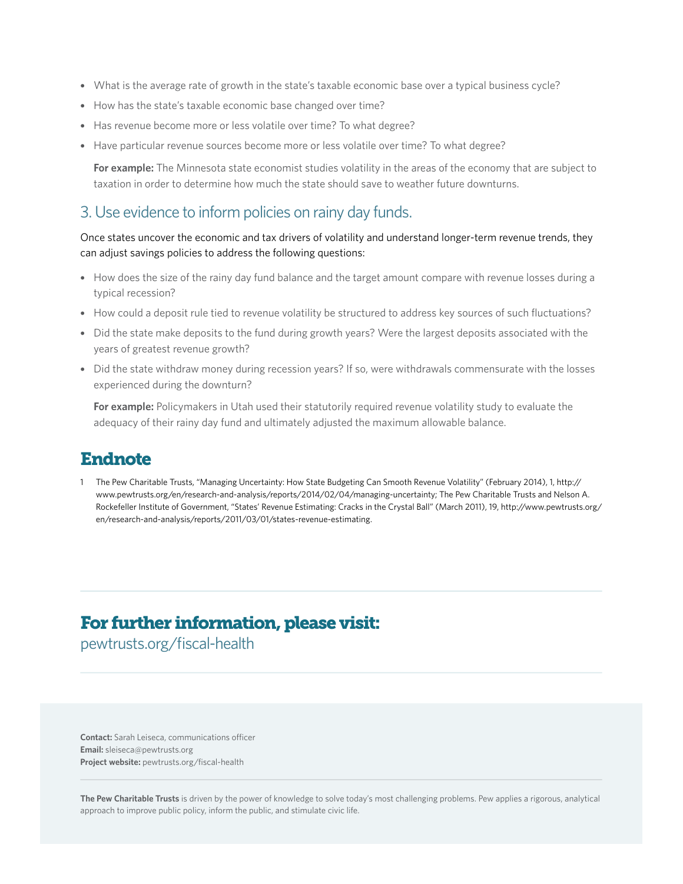- What is the average rate of growth in the state's taxable economic base over a typical business cycle?
- How has the state's taxable economic base changed over time?
- Has revenue become more or less volatile over time? To what degree?
- Have particular revenue sources become more or less volatile over time? To what degree?

  **For example:** The Minnesota state economist studies volatility in the areas of the economy that are subject to taxation in order to determine how much the state should save to weather future downturns.

## 3. Use evidence to inform policies on rainy day funds.

Once states uncover the economic and tax drivers of volatility and understand longer-term revenue trends, they can adjust savings policies to address the following questions:

- How does the size of the rainy day fund balance and the target amount compare with revenue losses during a typical recession?
- How could a deposit rule tied to revenue volatility be structured to address key sources of such fluctuations?
- Did the state make deposits to the fund during growth years? Were the largest deposits associated with the years of greatest revenue growth?
- Did the state withdraw money during recession years? If so, were withdrawals commensurate with the losses experienced during the downturn?

  **For example:** Policymakers in Utah used their statutorily required revenue volatility study to evaluate the adequacy of their rainy day fund and ultimately adjusted the maximum allowable balance.

## Endnote

1 The Pew Charitable Trusts, "Managing Uncertainty: How State Budgeting Can Smooth Revenue Volatility" (February 2014), 1, http://www.pewtrusts.org/en/research-and-analysis/reports/2014/02/04/managing-uncertainty; The Pew Charitable Trusts and Nelson A. Rockefeller Institute of Government, "States' Revenue Estimating: Cracks in the Crystal Ball" (March 2011), 19, http://www.pewtrusts.org/en/research-and-analysis/reports/2011/03/01/states-revenue-estimating.

## For further information, please visit:

pewtrusts.org/fiscal-health

**Contact:** Sarah Leiseca, communications officer
**Email:** sleiseca@pewtrusts.org
**Project website:** pewtrusts.org/fiscal-health

**The Pew Charitable Trusts** is driven by the power of knowledge to solve today's most challenging problems. Pew applies a rigorous, analytical approach to improve public policy, inform the public, and stimulate civic life.